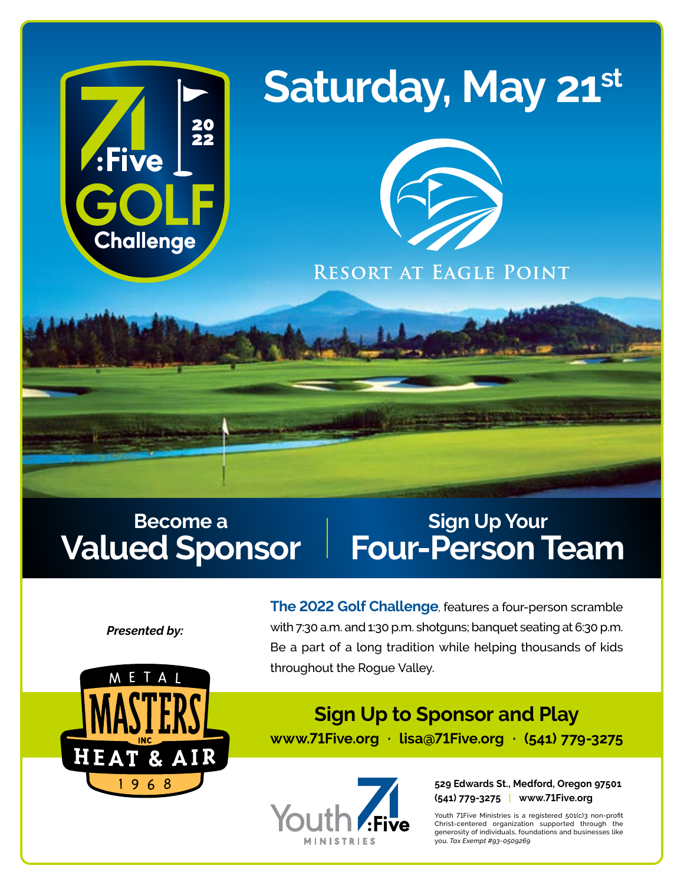71:Five GOLF Challenge 2022

# Saturday, May 21st

RESORT AT EAGLE POINT

## Become a Valued Sponsor

## Sign Up Your Four-Person Team

***Presented by:***

METAL MASTERS INC HEAT & AIR 1968

**The 2022 Golf Challenge**, features a four-person scramble with 7:30 a.m. and 1:30 p.m. shotguns; banquet seating at 6:30 p.m. Be a part of a long tradition while helping thousands of kids throughout the Rogue Valley.

### Sign Up to Sponsor and Play

**www.71Five.org · lisa@71Five.org · (541) 779-3275**

Youth 71:Five MINISTRIES

**529 Edwards St., Medford, Oregon 97501**
**(541) 779-3275 | www.71Five.org**

Youth 71Five Ministries is a registered 501(c)3 non-profit Christ-centered organization supported through the generosity of individuals, foundations and businesses like you. *Tax Exempt #93-0509269*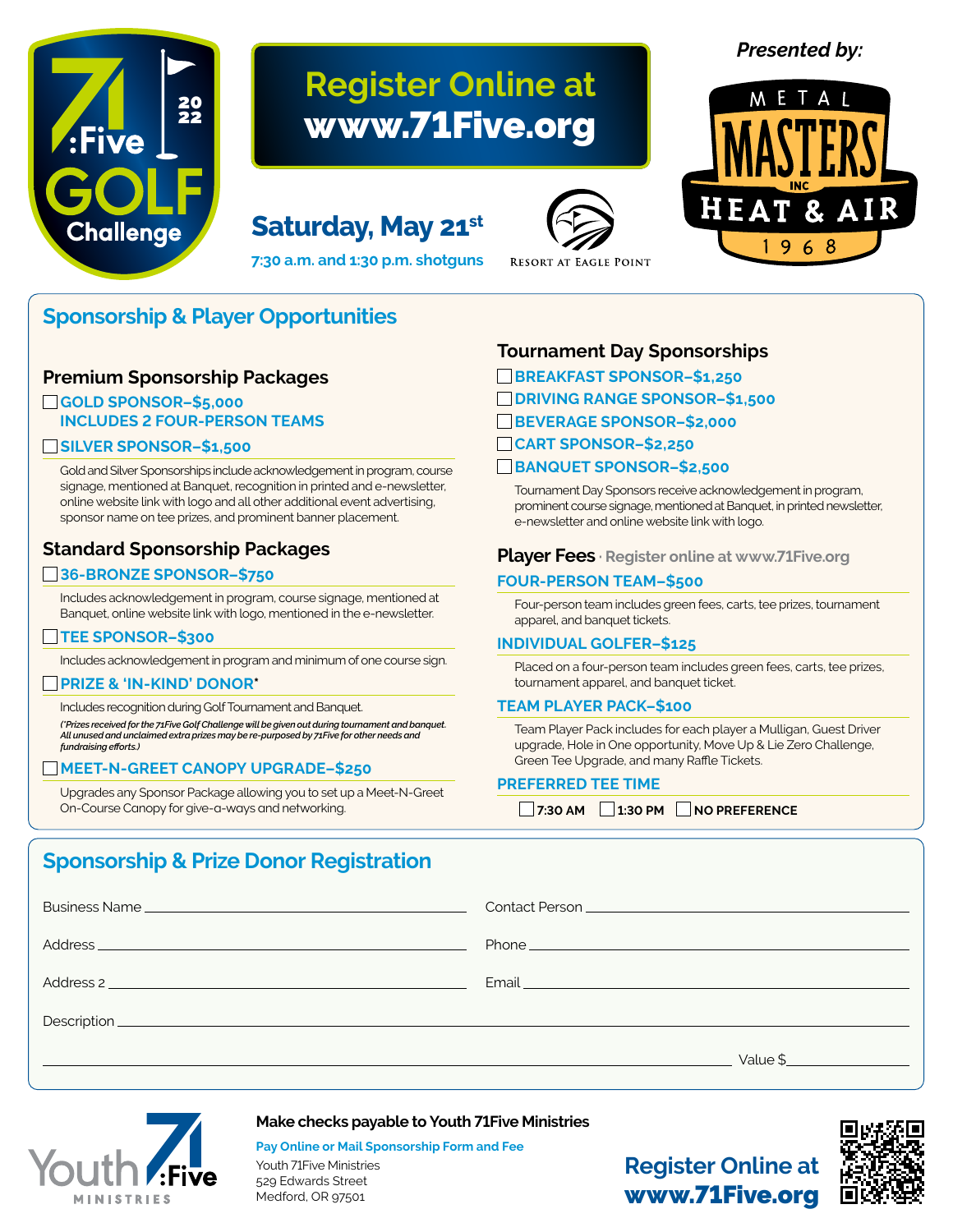71:Five 2022 GOLF Challenge

# Register Online at www.71Five.org

**Saturday, May 21st**

7:30 a.m. and 1:30 p.m. shotguns

Resort at Eagle Point

*Presented by:*

Metal Masters Inc Heat & Air 1968

## Sponsorship & Player Opportunities

### Premium Sponsorship Packages

☐ **GOLD SPONSOR–$5,000 INCLUDES 2 FOUR-PERSON TEAMS**

☐ **SILVER SPONSOR–$1,500**

Gold and Silver Sponsorships include acknowledgement in program, course signage, mentioned at Banquet, recognition in printed and e-newsletter, online website link with logo and all other additional event advertising, sponsor name on tee prizes, and prominent banner placement.

### Standard Sponsorship Packages

☐ **36-BRONZE SPONSOR–$750**

Includes acknowledgement in program, course signage, mentioned at Banquet, online website link with logo, mentioned in the e-newsletter.

☐ **TEE SPONSOR–$300**

Includes acknowledgement in program and minimum of one course sign.

☐ **PRIZE & 'IN-KIND' DONOR***

Includes recognition during Golf Tournament and Banquet.

*(*Prizes received for the 71Five Golf Challenge will be given out during tournament and banquet. All unused and unclaimed extra prizes may be re-purposed by 71Five for other needs and fundraising efforts.)*

☐ **MEET-N-GREET CANOPY UPGRADE–$250**

Upgrades any Sponsor Package allowing you to set up a Meet-N-Greet On-Course Canopy for give-a-ways and networking.

### Tournament Day Sponsorships

☐ **BREAKFAST SPONSOR–$1,250**

☐ **DRIVING RANGE SPONSOR–$1,500**

☐ **BEVERAGE SPONSOR–$2,000**

☐ **CART SPONSOR–$2,250**

☐ **BANQUET SPONSOR–$2,500**

Tournament Day Sponsors receive acknowledgement in program, prominent course signage, mentioned at Banquet, in printed newsletter, e-newsletter and online website link with logo.

### Player Fees · Register online at www.71Five.org

**FOUR-PERSON TEAM–$500**

Four-person team includes green fees, carts, tee prizes, tournament apparel, and banquet tickets.

**INDIVIDUAL GOLFER–$125**

Placed on a four-person team includes green fees, carts, tee prizes, tournament apparel, and banquet ticket.

**TEAM PLAYER PACK–$100**

Team Player Pack includes for each player a Mulligan, Guest Driver upgrade, Hole in One opportunity, Move Up & Lie Zero Challenge, Green Tee Upgrade, and many Raffle Tickets.

**PREFERRED TEE TIME**

☐ 7:30 AM ☐ 1:30 PM ☐ NO PREFERENCE

## Sponsorship & Prize Donor Registration

Business Name ____________________ Contact Person ____________________

Address ____________________ Phone ____________________

Address 2 ____________________ Email ____________________

Description ____________________

____________________ Value $____________________

Youth 71:Five Ministries

**Make checks payable to Youth 71Five Ministries**

**Pay Online or Mail Sponsorship Form and Fee**

Youth 71Five Ministries
529 Edwards Street
Medford, OR 97501

**Register Online at www.71Five.org**